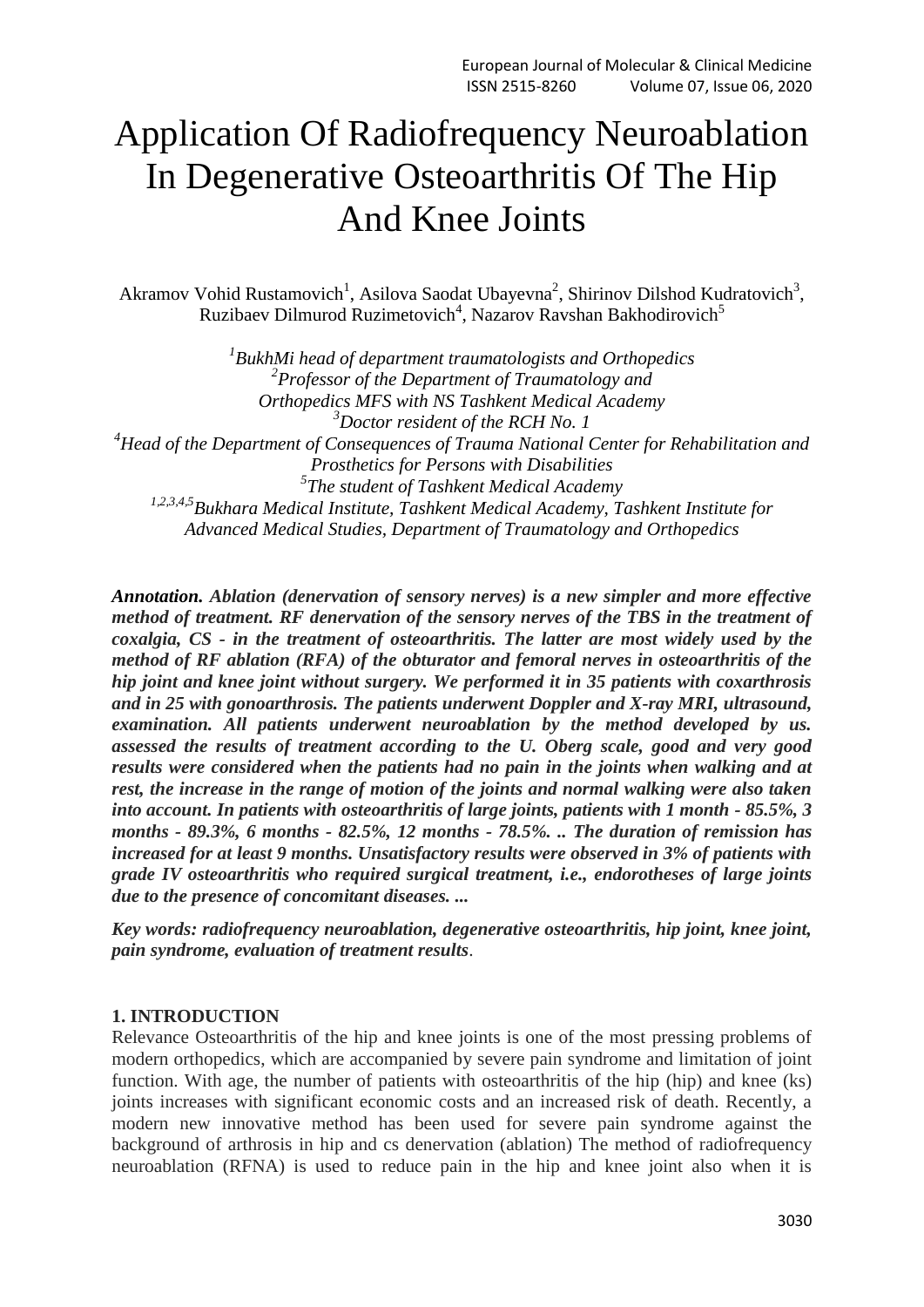# Application Of Radiofrequency Neuroablation In Degenerative Osteoarthritis Of The Hip And Knee Joints

Akramov Vohid Rustamovich[1], Asilova Saodat Ubayevna[2], Shirinov Dilshod Kudratovich[3], Ruzibaev Dilmurod Ruzimetovich[4], Nazarov Ravshan Bakhodirovich[5]

*[1]BukhMi head of department traumatologists and Orthopedics*
*[2]Professor of the Department of Traumatology and Orthopedics MFS with NS Tashkent Medical Academy*
*[3]Doctor resident of the RCH No. 1*
*[4]Head of the Department of Consequences of Trauma National Center for Rehabilitation and Prosthetics for Persons with Disabilities*
*[5]The student of Tashkent Medical Academy*
*[1,2,3,4,5]Bukhara Medical Institute, Tashkent Medical Academy, Tashkent Institute for Advanced Medical Studies, Department of Traumatology and Orthopedics*

***Annotation.* *Ablation (denervation of sensory nerves) is a new simpler and more effective method of treatment. RF denervation of the sensory nerves of the TBS in the treatment of coxalgia, CS - in the treatment of osteoarthritis. The latter are most widely used by the method of RF ablation (RFA) of the obturator and femoral nerves in osteoarthritis of the hip joint and knee joint without surgery. We performed it in 35 patients with coxarthrosis and in 25 with gonoarthrosis. The patients underwent Doppler and X-ray MRI, ultrasound, examination. All patients underwent neuroablation by the method developed by us. assessed the results of treatment according to the U. Oberg scale, good and very good results were considered when the patients had no pain in the joints when walking and at rest, the increase in the range of motion of the joints and normal walking were also taken into account. In patients with osteoarthritis of large joints, patients with 1 month - 85.5%, 3 months - 89.3%, 6 months - 82.5%, 12 months - 78.5%. .. The duration of remission has increased for at least 9 months. Unsatisfactory results were observed in 3% of patients with grade IV osteoarthritis who required surgical treatment, i.e., endorotheses of large joints due to the presence of concomitant diseases. ...***

***Key words: radiofrequency neuroablation, degenerative osteoarthritis, hip joint, knee joint, pain syndrome, evaluation of treatment results***.

## 1. INTRODUCTION

Relevance Osteoarthritis of the hip and knee joints is one of the most pressing problems of modern orthopedics, which are accompanied by severe pain syndrome and limitation of joint function. With age, the number of patients with osteoarthritis of the hip (hip) and knee (ks) joints increases with significant economic costs and an increased risk of death. Recently, a modern new innovative method has been used for severe pain syndrome against the background of arthrosis in hip and cs denervation (ablation) The method of radiofrequency neuroablation (RFNA) is used to reduce pain in the hip and knee joint also when it is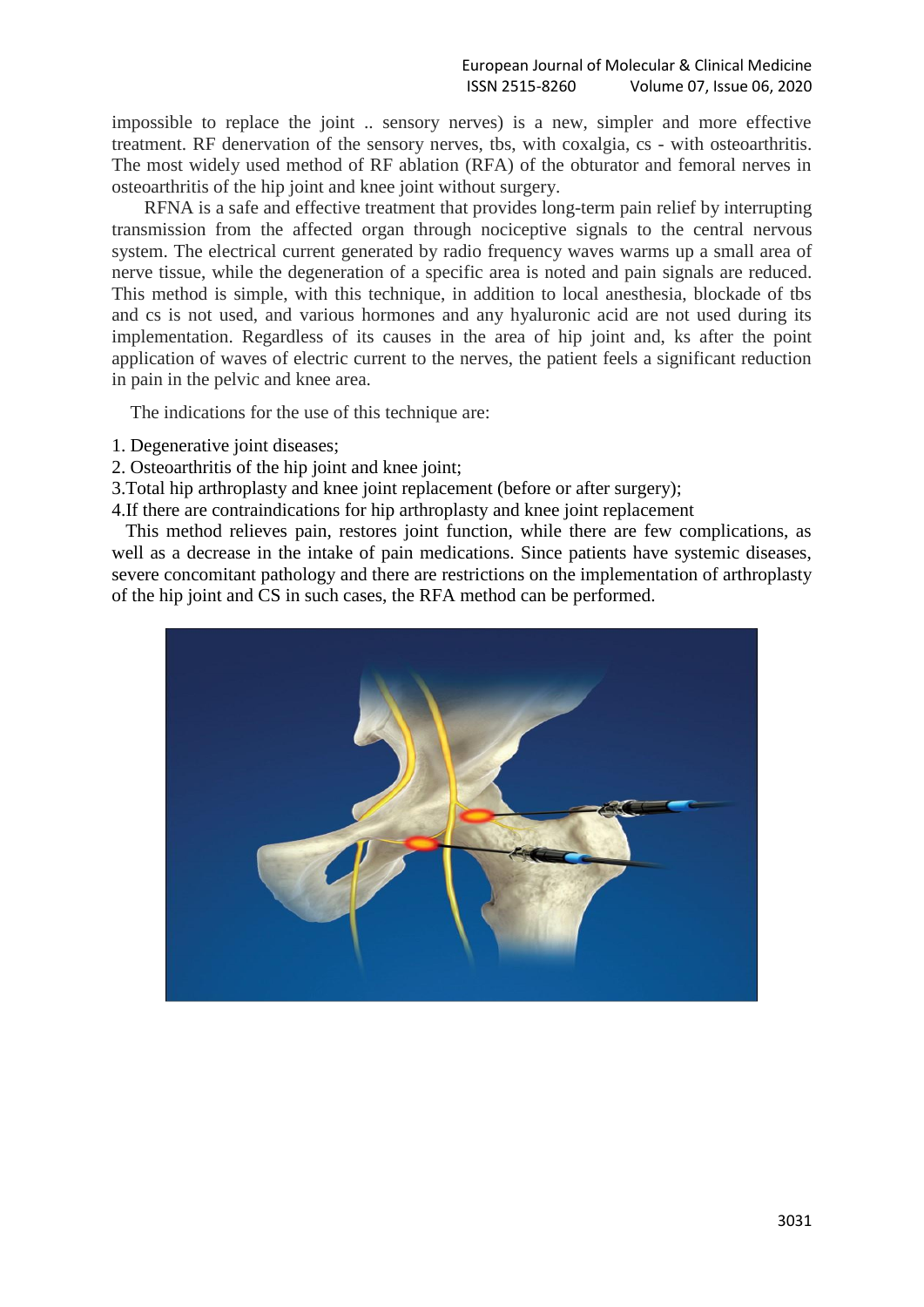impossible to replace the joint .. sensory nerves) is a new, simpler and more effective treatment. RF denervation of the sensory nerves, tbs, with coxalgia, cs - with osteoarthritis. The most widely used method of RF ablation (RFA) of the obturator and femoral nerves in osteoarthritis of the hip joint and knee joint without surgery.

RFNA is a safe and effective treatment that provides long-term pain relief by interrupting transmission from the affected organ through nociceptive signals to the central nervous system. The electrical current generated by radio frequency waves warms up a small area of nerve tissue, while the degeneration of a specific area is noted and pain signals are reduced. This method is simple, with this technique, in addition to local anesthesia, blockade of tbs and cs is not used, and various hormones and any hyaluronic acid are not used during its implementation. Regardless of its causes in the area of hip joint and, ks after the point application of waves of electric current to the nerves, the patient feels a significant reduction in pain in the pelvic and knee area.

The indications for the use of this technique are:

1. Degenerative joint diseases;
2. Osteoarthritis of the hip joint and knee joint;
3. Total hip arthroplasty and knee joint replacement (before or after surgery);
4. If there are contraindications for hip arthroplasty and knee joint replacement

This method relieves pain, restores joint function, while there are few complications, as well as a decrease in the intake of pain medications. Since patients have systemic diseases, severe concomitant pathology and there are restrictions on the implementation of arthroplasty of the hip joint and CS in such cases, the RFA method can be performed.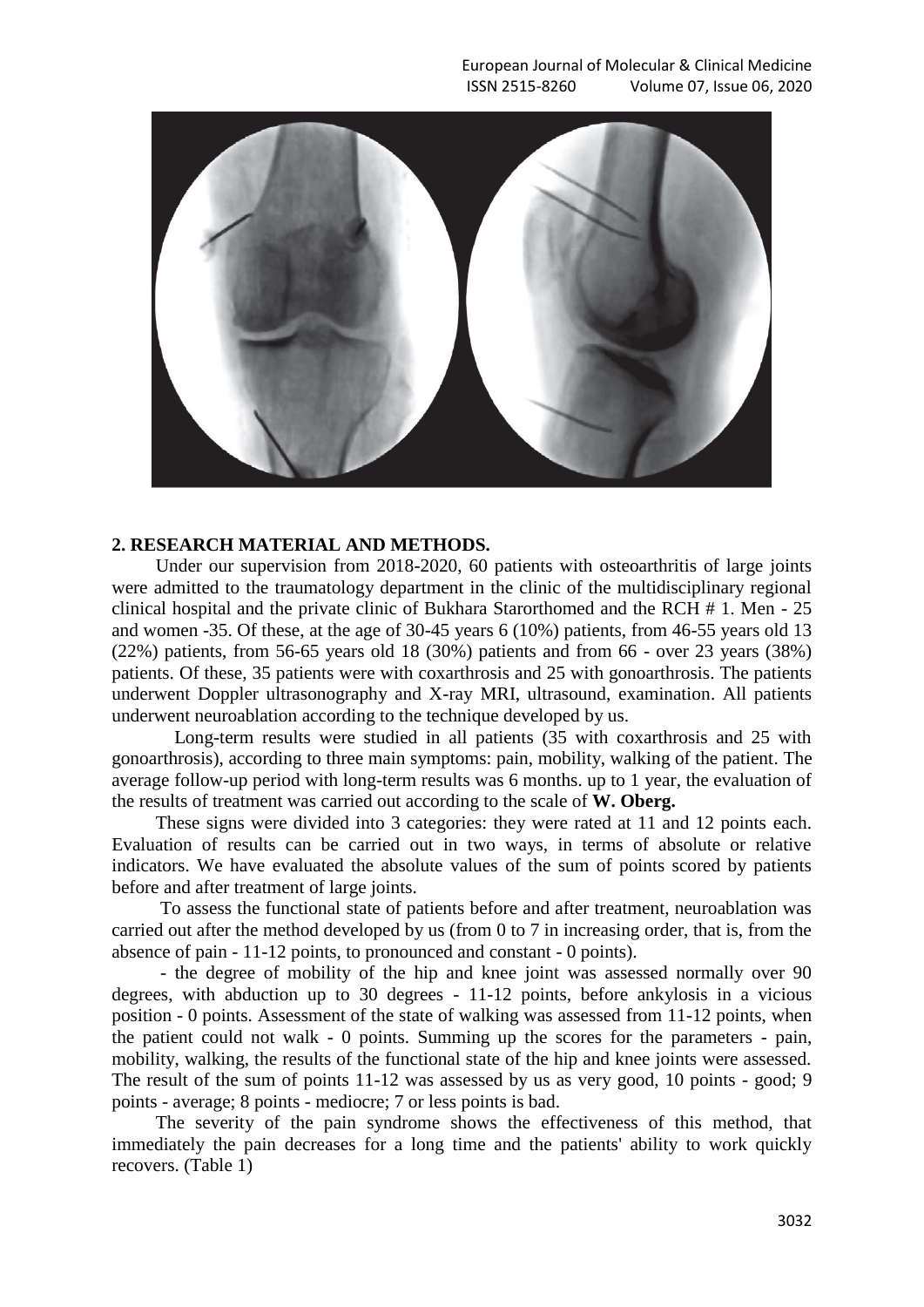## 2. RESEARCH MATERIAL AND METHODS.

Under our supervision from 2018-2020, 60 patients with osteoarthritis of large joints were admitted to the traumatology department in the clinic of the multidisciplinary regional clinical hospital and the private clinic of Bukhara Starorthomed and the RCH # 1. Men - 25 and women -35. Of these, at the age of 30-45 years 6 (10%) patients, from 46-55 years old 13 (22%) patients, from 56-65 years old 18 (30%) patients and from 66 - over 23 years (38%) patients. Of these, 35 patients were with coxarthrosis and 25 with gonoarthrosis. The patients underwent Doppler ultrasonography and X-ray MRI, ultrasound, examination. All patients underwent neuroablation according to the technique developed by us.

Long-term results were studied in all patients (35 with coxarthrosis and 25 with gonoarthrosis), according to three main symptoms: pain, mobility, walking of the patient. The average follow-up period with long-term results was 6 months. up to 1 year, the evaluation of the results of treatment was carried out according to the scale of **W. Oberg.**

These signs were divided into 3 categories: they were rated at 11 and 12 points each. Evaluation of results can be carried out in two ways, in terms of absolute or relative indicators. We have evaluated the absolute values of the sum of points scored by patients before and after treatment of large joints.

To assess the functional state of patients before and after treatment, neuroablation was carried out after the method developed by us (from 0 to 7 in increasing order, that is, from the absence of pain - 11-12 points, to pronounced and constant - 0 points).

- the degree of mobility of the hip and knee joint was assessed normally over 90 degrees, with abduction up to 30 degrees - 11-12 points, before ankylosis in a vicious position - 0 points. Assessment of the state of walking was assessed from 11-12 points, when the patient could not walk - 0 points. Summing up the scores for the parameters - pain, mobility, walking, the results of the functional state of the hip and knee joints were assessed. The result of the sum of points 11-12 was assessed by us as very good, 10 points - good; 9 points - average; 8 points - mediocre; 7 or less points is bad.

The severity of the pain syndrome shows the effectiveness of this method, that immediately the pain decreases for a long time and the patients' ability to work quickly recovers. (Table 1)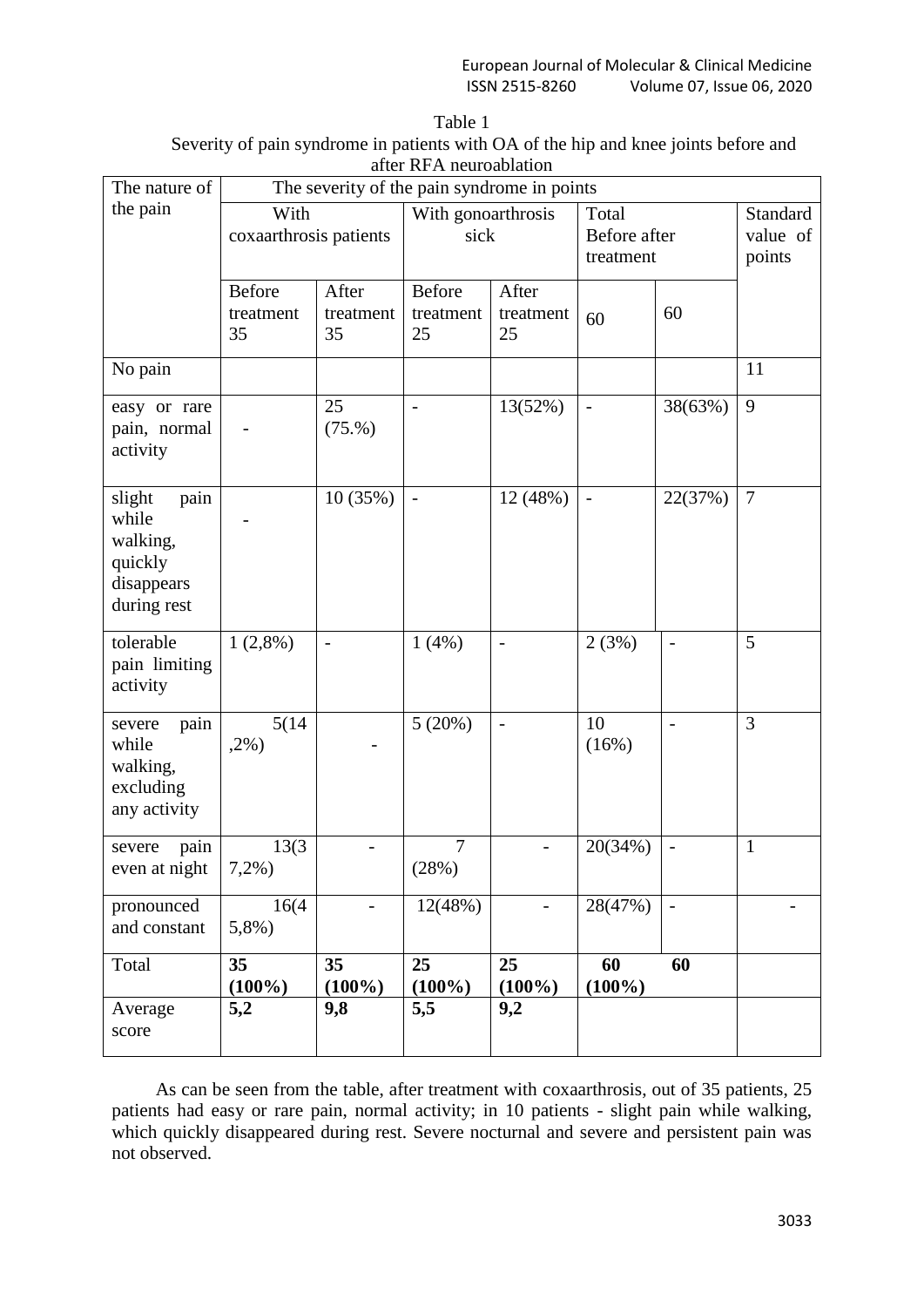Table 1

Severity of pain syndrome in patients with OA of the hip and knee joints before and after RFA neuroablation

| The nature of the pain | The severity of the pain syndrome in points | | | | | | |
|---|---|---|---|---|---|---|---|
| | With coxaarthrosis patients | | With gonoarthrosis sick | | Total Before after treatment | | Standard value of points |
| | Before treatment 35 | After treatment 35 | Before treatment 25 | After treatment 25 | 60 | 60 | |
| No pain | | | | | | | 11 |
| easy or rare pain, normal activity | - | 25 (75.%) | - | 13(52%) | - | 38(63%) | 9 |
| slight pain while walking, quickly disappears during rest | - | 10 (35%) | - | 12 (48%) | - | 22(37%) | 7 |
| tolerable pain limiting activity | 1 (2,8%) | - | 1 (4%) | - | 2 (3%) | - | 5 |
| severe pain while walking, excluding any activity | 5(14 ,2%) | - | 5 (20%) | - | 10 (16%) | - | 3 |
| severe pain even at night | 13(3 7,2%) | - | 7 (28%) | - | 20(34%) | - | 1 |
| pronounced and constant | 16(4 5,8%) | - | 12(48%) | - | 28(47%) | - | - |
| Total | **35 (100%)** | **35 (100%)** | **25 (100%)** | **25 (100%)** | **60 (100%)** | **60** | |
| Average score | **5,2** | **9,8** | **5,5** | **9,2** | | | |

As can be seen from the table, after treatment with coxaarthrosis, out of 35 patients, 25 patients had easy or rare pain, normal activity; in 10 patients - slight pain while walking, which quickly disappeared during rest. Severe nocturnal and severe and persistent pain was not observed.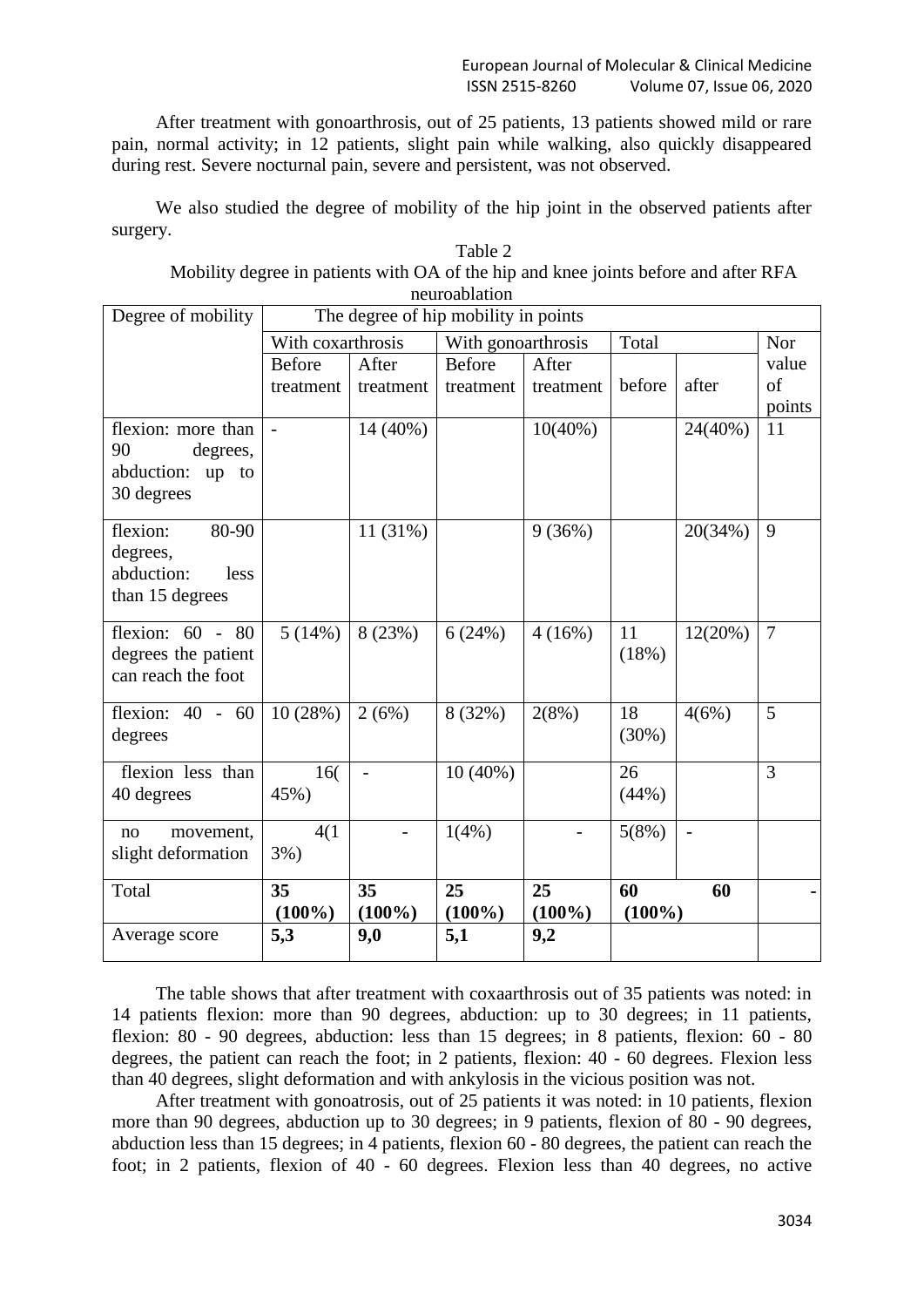After treatment with gonoarthrosis, out of 25 patients, 13 patients showed mild or rare pain, normal activity; in 12 patients, slight pain while walking, also quickly disappeared during rest. Severe nocturnal pain, severe and persistent, was not observed.

We also studied the degree of mobility of the hip joint in the observed patients after surgery.

Table 2

Mobility degree in patients with OA of the hip and knee joints before and after RFA neuroablation

| Degree of mobility | The degree of hip mobility in points | | | | | | |
|---|---|---|---|---|---|---|---|
| | With coxarthrosis | | With gonoarthrosis | | Total | | Nor value of points |
| | Before treatment | After treatment | Before treatment | After treatment | before | after | |
| flexion: more than 90 degrees, abduction: up to 30 degrees | - | 14 (40%) | | 10(40%) | | 24(40%) | 11 |
| flexion: 80-90 degrees, abduction: less than 15 degrees | | 11 (31%) | | 9 (36%) | | 20(34%) | 9 |
| flexion: 60 - 80 degrees the patient can reach the foot | 5 (14%) | 8 (23%) | 6 (24%) | 4 (16%) | 11 (18%) | 12(20%) | 7 |
| flexion: 40 - 60 degrees | 10 (28%) | 2 (6%) | 8 (32%) | 2(8%) | 18 (30%) | 4(6%) | 5 |
| flexion less than 40 degrees | 16( 45%) | - | 10 (40%) | | 26 (44%) | | 3 |
| no movement, slight deformation | 4(1 3%) | - | 1(4%) | - | 5(8%) | - | |
| Total | **35 (100%)** | **35 (100%)** | **25 (100%)** | **25 (100%)** | **60 (100%)** | **60** | - |
| Average score | **5,3** | **9,0** | **5,1** | **9,2** | | | |

The table shows that after treatment with coxaarthrosis out of 35 patients was noted: in 14 patients flexion: more than 90 degrees, abduction: up to 30 degrees; in 11 patients, flexion: 80 - 90 degrees, abduction: less than 15 degrees; in 8 patients, flexion: 60 - 80 degrees, the patient can reach the foot; in 2 patients, flexion: 40 - 60 degrees. Flexion less than 40 degrees, slight deformation and with ankylosis in the vicious position was not.

After treatment with gonoatrosis, out of 25 patients it was noted: in 10 patients, flexion more than 90 degrees, abduction up to 30 degrees; in 9 patients, flexion of 80 - 90 degrees, abduction less than 15 degrees; in 4 patients, flexion 60 - 80 degrees, the patient can reach the foot; in 2 patients, flexion of 40 - 60 degrees. Flexion less than 40 degrees, no active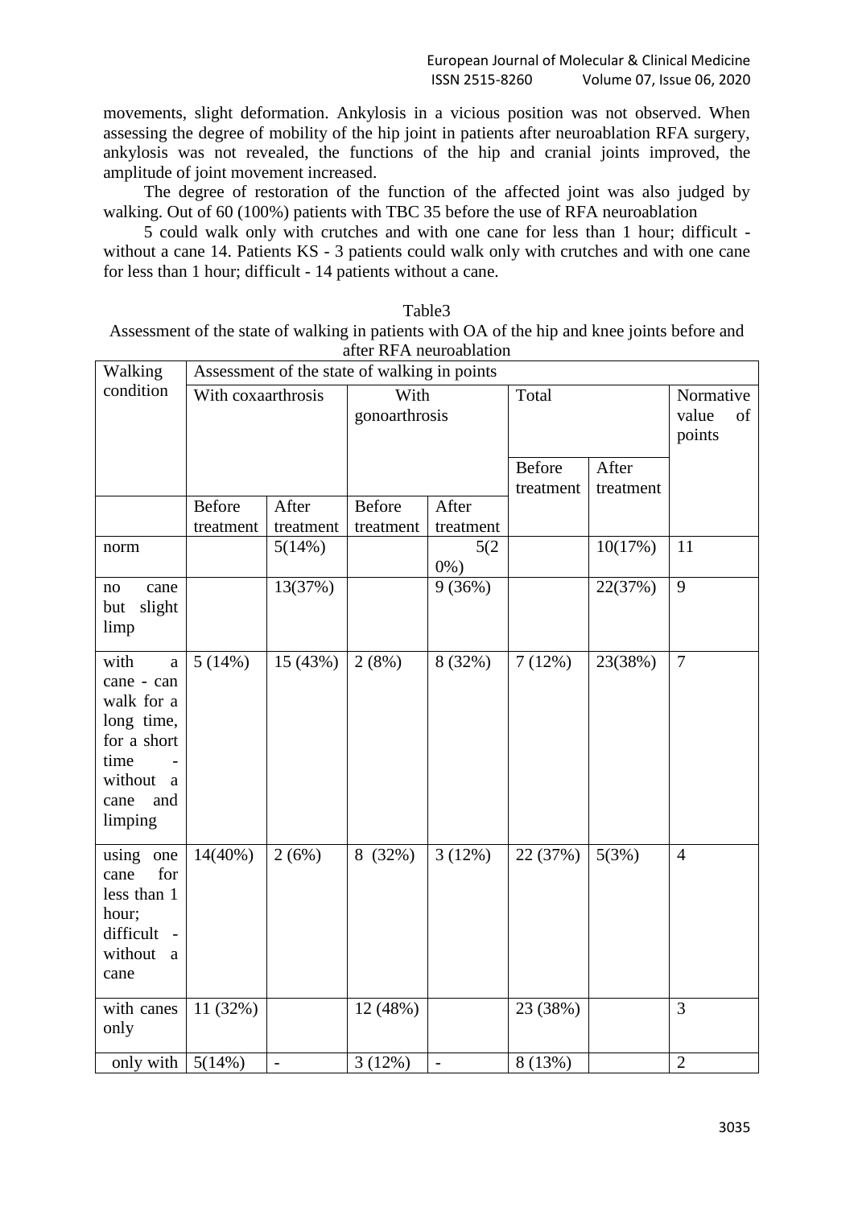movements, slight deformation. Ankylosis in a vicious position was not observed. When assessing the degree of mobility of the hip joint in patients after neuroablation RFA surgery, ankylosis was not revealed, the functions of the hip and cranial joints improved, the amplitude of joint movement increased.

The degree of restoration of the function of the affected joint was also judged by walking. Out of 60 (100%) patients with TBC 35 before the use of RFA neuroablation

5 could walk only with crutches and with one cane for less than 1 hour; difficult - without a cane 14. Patients KS - 3 patients could walk only with crutches and with one cane for less than 1 hour; difficult - 14 patients without a cane.

Table3

Assessment of the state of walking in patients with OA of the hip and knee joints before and after RFA neuroablation

| Walking condition | Assessment of the state of walking in points | | | | | | |
|---|---|---|---|---|---|---|---|
| | With coxaarthrosis | | With gonoarthrosis | | Total | | Normative value of points |
| | | | | | Before treatment | After treatment | |
| | Before treatment | After treatment | Before treatment | After treatment | | | |
| norm | | 5(14%) | | 5(20%) | | 10(17%) | 11 |
| no cane but slight limp | | 13(37%) | | 9 (36%) | | 22(37%) | 9 |
| with a cane - can walk for a long time, for a short time - without a cane and limping | 5 (14%) | 15 (43%) | 2 (8%) | 8 (32%) | 7 (12%) | 23(38%) | 7 |
| using one cane for less than 1 hour; difficult - without a cane | 14(40%) | 2 (6%) | 8 (32%) | 3 (12%) | 22 (37%) | 5(3%) | 4 |
| with canes only | 11 (32%) | | 12 (48%) | | 23 (38%) | | 3 |
| only with | 5(14%) | - | 3 (12%) | - | 8 (13%) | | 2 |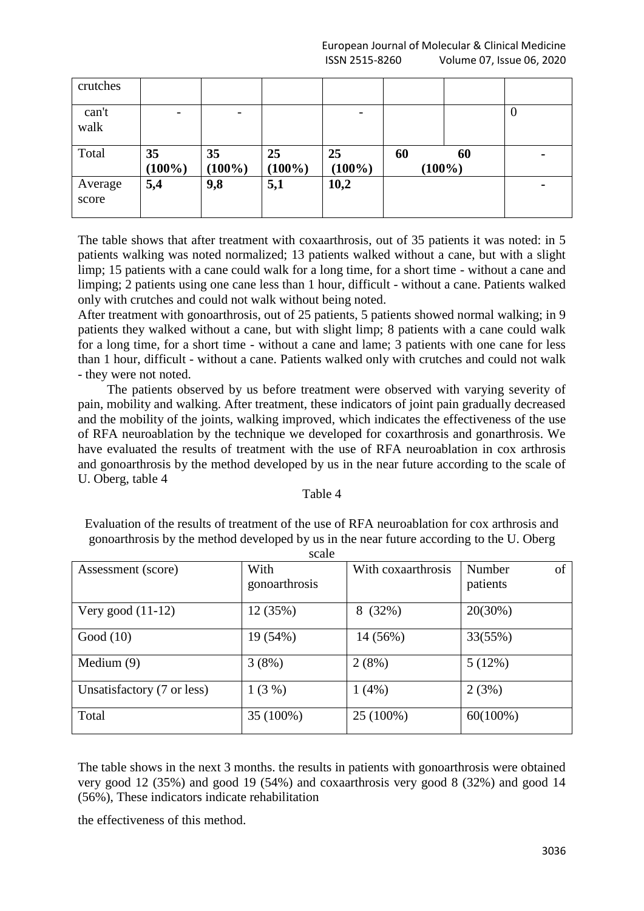| crutches | | | | | | | |
|---|---|---|---|---|---|---|---|
| can't walk | - | - | | - | | | 0 |
| Total | **35 (100%)** | **35 (100%)** | **25 (100%)** | **25 (100%)** | **60** | **60 (100%)** | - |
| Average score | **5,4** | **9,8** | **5,1** | **10,2** | | | - |

The table shows that after treatment with coxaarthrosis, out of 35 patients it was noted: in 5 patients walking was noted normalized; 13 patients walked without a cane, but with a slight limp; 15 patients with a cane could walk for a long time, for a short time - without a cane and limping; 2 patients using one cane less than 1 hour, difficult - without a cane. Patients walked only with crutches and could not walk without being noted.

After treatment with gonoarthrosis, out of 25 patients, 5 patients showed normal walking; in 9 patients they walked without a cane, but with slight limp; 8 patients with a cane could walk for a long time, for a short time - without a cane and lame; 3 patients with one cane for less than 1 hour, difficult - without a cane. Patients walked only with crutches and could not walk - they were not noted.

The patients observed by us before treatment were observed with varying severity of pain, mobility and walking. After treatment, these indicators of joint pain gradually decreased and the mobility of the joints, walking improved, which indicates the effectiveness of the use of RFA neuroablation by the technique we developed for coxarthrosis and gonarthrosis. We have evaluated the results of treatment with the use of RFA neuroablation in cox arthrosis and gonoarthrosis by the method developed by us in the near future according to the scale of U. Oberg, table 4

Table 4

Evaluation of the results of treatment of the use of RFA neuroablation for cox arthrosis and gonoarthrosis by the method developed by us in the near future according to the U. Oberg scale

| Assessment (score) | With gonoarthrosis | With coxaarthrosis | Number of patients |
|---|---|---|---|
| Very good (11-12) | 12 (35%) | 8 (32%) | 20(30%) |
| Good (10) | 19 (54%) | 14 (56%) | 33(55%) |
| Medium (9) | 3 (8%) | 2 (8%) | 5 (12%) |
| Unsatisfactory (7 or less) | 1 (3 %) | 1 (4%) | 2 (3%) |
| Total | 35 (100%) | 25 (100%) | 60(100%) |

The table shows in the next 3 months. the results in patients with gonoarthrosis were obtained very good 12 (35%) and good 19 (54%) and coxaarthrosis very good 8 (32%) and good 14 (56%), These indicators indicate rehabilitation

the effectiveness of this method.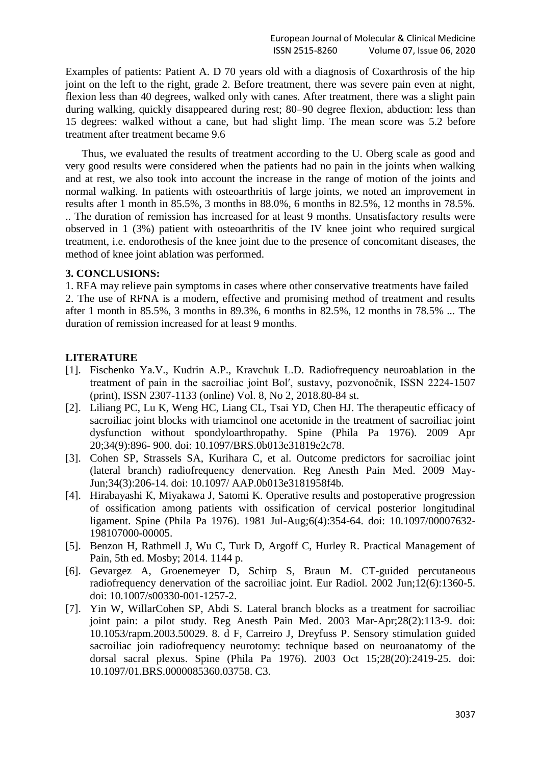Examples of patients: Patient A. D 70 years old with a diagnosis of Coxarthrosis of the hip joint on the left to the right, grade 2. Before treatment, there was severe pain even at night, flexion less than 40 degrees, walked only with canes. After treatment, there was a slight pain during walking, quickly disappeared during rest; 80–90 degree flexion, abduction: less than 15 degrees: walked without a cane, but had slight limp. The mean score was 5.2 before treatment after treatment became 9.6

Thus, we evaluated the results of treatment according to the U. Oberg scale as good and very good results were considered when the patients had no pain in the joints when walking and at rest, we also took into account the increase in the range of motion of the joints and normal walking. In patients with osteoarthritis of large joints, we noted an improvement in results after 1 month in 85.5%, 3 months in 88.0%, 6 months in 82.5%, 12 months in 78.5%. .. The duration of remission has increased for at least 9 months. Unsatisfactory results were observed in 1 (3%) patient with osteoarthritis of the IV knee joint who required surgical treatment, i.e. endorothesis of the knee joint due to the presence of concomitant diseases, the method of knee joint ablation was performed.

## 3. CONCLUSIONS:

1. RFA may relieve pain symptoms in cases where other conservative treatments have failed
2. The use of RFNA is a modern, effective and promising method of treatment and results after 1 month in 85.5%, 3 months in 89.3%, 6 months in 82.5%, 12 months in 78.5% ... The duration of remission increased for at least 9 months.

## LITERATURE

[1]. Fischenko Ya.V., Kudrin A.P., Kravchuk L.D. Radiofrequency neuroablation in the treatment of pain in the sacroiliac joint Bolʹ, sustavy, pozvonočnik, ISSN 2224-1507 (print), ISSN 2307-1133 (online) Vol. 8, No 2, 2018.80-84 st.

[2]. Liliang PC, Lu K, Weng HC, Liang CL, Tsai YD, Chen HJ. The therapeutic efficacy of sacroiliac joint blocks with triamcinol one acetonide in the treatment of sacroiliac joint dysfunction without spondyloarthropathy. Spine (Phila Pa 1976). 2009 Apr 20;34(9):896- 900. doi: 10.1097/BRS.0b013e31819e2c78.

[3]. Cohen SP, Strassels SA, Kurihara C, et al. Outcome predictors for sacroiliac joint (lateral branch) radiofrequency denervation. Reg Anesth Pain Med. 2009 May-Jun;34(3):206-14. doi: 10.1097/ AAP.0b013e3181958f4b.

[4]. Hirabayashi K, Miyakawa J, Satomi K. Operative results and postoperative progression of ossification among patients with ossification of cervical posterior longitudinal ligament. Spine (Phila Pa 1976). 1981 Jul-Aug;6(4):354-64. doi: 10.1097/00007632-198107000-00005.

[5]. Benzon H, Rathmell J, Wu C, Turk D, Argoff C, Hurley R. Practical Management of Pain, 5th ed. Mosby; 2014. 1144 p.

[6]. Gevargez A, Groenemeyer D, Schirp S, Braun M. CT-guided percutaneous radiofrequency denervation of the sacroiliac joint. Eur Radiol. 2002 Jun;12(6):1360-5. doi: 10.1007/s00330-001-1257-2.

[7]. Yin W, WillarCohen SP, Abdi S. Lateral branch blocks as a treatment for sacroiliac joint pain: a pilot study. Reg Anesth Pain Med. 2003 Mar-Apr;28(2):113-9. doi: 10.1053/rapm.2003.50029. 8. d F, Carreiro J, Dreyfuss P. Sensory stimulation guided sacroiliac join radiofrequency neurotomy: technique based on neuroanatomy of the dorsal sacral plexus. Spine (Phila Pa 1976). 2003 Oct 15;28(20):2419-25. doi: 10.1097/01.BRS.0000085360.03758. C3.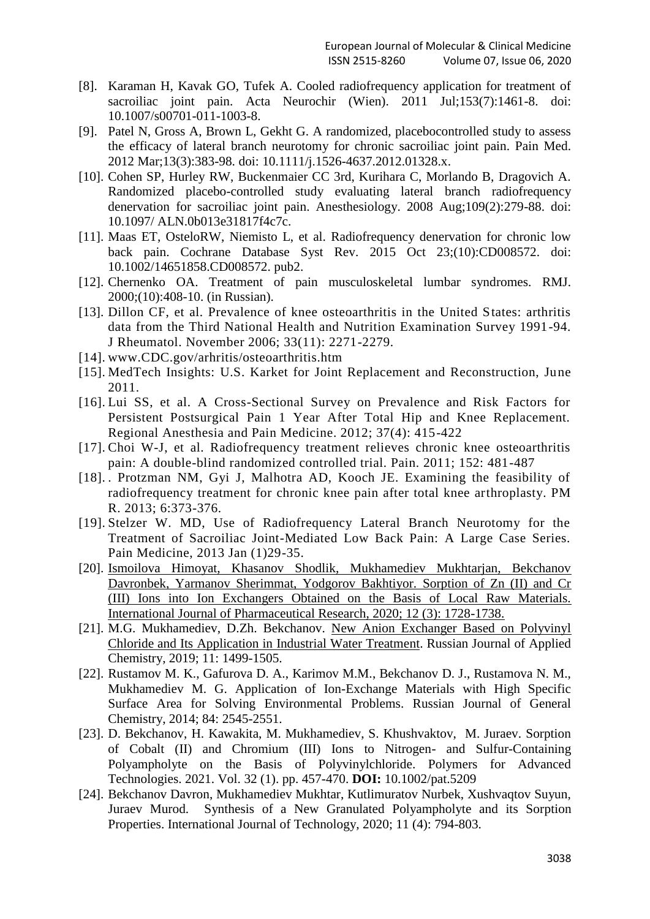[8]. Karaman H, Kavak GO, Tufek A. Cooled radiofrequency application for treatment of sacroiliac joint pain. Acta Neurochir (Wien). 2011 Jul;153(7):1461-8. doi: 10.1007/s00701-011-1003-8.

[9]. Patel N, Gross A, Brown L, Gekht G. A randomized, placebocontrolled study to assess the efficacy of lateral branch neurotomy for chronic sacroiliac joint pain. Pain Med. 2012 Mar;13(3):383-98. doi: 10.1111/j.1526-4637.2012.01328.x.

[10]. Cohen SP, Hurley RW, Buckenmaier CC 3rd, Kurihara C, Morlando B, Dragovich A. Randomized placebo-controlled study evaluating lateral branch radiofrequency denervation for sacroiliac joint pain. Anesthesiology. 2008 Aug;109(2):279-88. doi: 10.1097/ ALN.0b013e31817f4c7c.

[11]. Maas ET, OsteloRW, Niemisto L, et al. Radiofrequency denervation for chronic low back pain. Cochrane Database Syst Rev. 2015 Oct 23;(10):CD008572. doi: 10.1002/14651858.CD008572. pub2.

[12]. Chernenko OA. Treatment of pain musculoskeletal lumbar syndromes. RMJ. 2000;(10):408-10. (in Russian).

[13]. Dillon CF, et al. Prevalence of knee osteoarthritis in the United States: arthritis data from the Third National Health and Nutrition Examination Survey 1991-94. J Rheumatol. November 2006; 33(11): 2271-2279.

[14]. www.CDC.gov/arhritis/osteoarthritis.htm

[15]. MedTech Insights: U.S. Karket for Joint Replacement and Reconstruction, June 2011.

[16]. Lui SS, et al. A Cross-Sectional Survey on Prevalence and Risk Factors for Persistent Postsurgical Pain 1 Year After Total Hip and Knee Replacement. Regional Anesthesia and Pain Medicine. 2012; 37(4): 415-422

[17]. Choi W-J, et al. Radiofrequency treatment relieves chronic knee osteoarthritis pain: A double-blind randomized controlled trial. Pain. 2011; 152: 481-487

[18]. . Protzman NM, Gyi J, Malhotra AD, Kooch JE. Examining the feasibility of radiofrequency treatment for chronic knee pain after total knee arthroplasty. PM R. 2013; 6:373-376.

[19]. Stelzer W. MD, Use of Radiofrequency Lateral Branch Neurotomy for the Treatment of Sacroiliac Joint-Mediated Low Back Pain: A Large Case Series. Pain Medicine, 2013 Jan (1)29-35.

[20]. Ismoilova Himoyat, Khasanov Shodlik, Mukhamediev Mukhtarjan, Bekchanov Davronbek, Yarmanov Sherimmat, Yodgorov Bakhtiyor. Sorption of Zn (II) and Cr (III) Ions into Ion Exchangers Obtained on the Basis of Local Raw Materials. International Journal of Pharmaceutical Research, 2020; 12 (3): 1728-1738.

[21]. M.G. Mukhamediev, D.Zh. Bekchanov. New Anion Exchanger Based on Polyvinyl Chloride and Its Application in Industrial Water Treatment. Russian Journal of Applied Chemistry, 2019; 11: 1499-1505.

[22]. Rustamov M. K., Gafurova D. A., Karimov M.M., Bekchanov D. J., Rustamova N. M., Mukhamediev M. G. Application of Ion-Exchange Materials with High Specific Surface Area for Solving Environmental Problems. Russian Journal of General Chemistry, 2014; 84: 2545-2551.

[23]. D. Bekchanov, H. Kawakita, M. Mukhamediev, S. Khushvaktov, M. Juraev. Sorption of Cobalt (II) and Chromium (III) Ions to Nitrogen- and Sulfur-Containing Polyampholyte on the Basis of Polyvinylchloride. Polymers for Advanced Technologies. 2021. Vol. 32 (1). pp. 457-470. **DOI:** 10.1002/pat.5209

[24]. Bekchanov Davron, Mukhamediev Mukhtar, Kutlimuratov Nurbek, Xushvaqtov Suyun, Juraev Murod. Synthesis of a New Granulated Polyampholyte and its Sorption Properties. International Journal of Technology, 2020; 11 (4): 794-803.